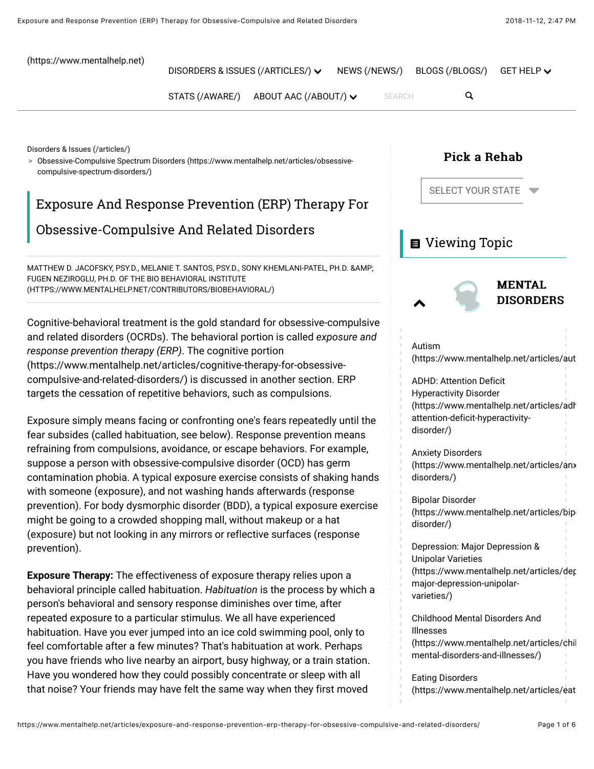(https://www.mentalhelp.net)

DISORDERS & ISSUES (/ARTICLES/) NEWS (/NEWS/) BLOGS (/BLOGS/) GET HELP

STATS (/AWARE/) ABOUT AAC (/ABOUT/) SEARCH

Disorders & Issues (/articles/)
> Obsessive-Compulsive Spectrum Disorders (https://www.mentalhelp.net/articles/obsessive-compulsive-spectrum-disorders/)

# Exposure And Response Prevention (ERP) Therapy For Obsessive-Compulsive And Related Disorders

MATTHEW D. JACOFSKY, PSY.D., MELANIE T. SANTOS, PSY.D., SONY KHEMLANI-PATEL, PH.D. &AMP; FUGEN NEZIROGLU, PH.D. OF THE BIO BEHAVIORAL INSTITUTE (HTTPS://WWW.MENTALHELP.NET/CONTRIBUTORS/BIOBEHAVIORAL/)

Cognitive-behavioral treatment is the gold standard for obsessive-compulsive and related disorders (OCRDs). The behavioral portion is called *exposure and response prevention therapy (ERP)*. The cognitive portion (https://www.mentalhelp.net/articles/cognitive-therapy-for-obsessive-compulsive-and-related-disorders/) is discussed in another section. ERP targets the cessation of repetitive behaviors, such as compulsions.

Exposure simply means facing or confronting one's fears repeatedly until the fear subsides (called habituation, see below). Response prevention means refraining from compulsions, avoidance, or escape behaviors. For example, suppose a person with obsessive-compulsive disorder (OCD) has germ contamination phobia. A typical exposure exercise consists of shaking hands with someone (exposure), and not washing hands afterwards (response prevention). For body dysmorphic disorder (BDD), a typical exposure exercise might be going to a crowded shopping mall, without makeup or a hat (exposure) but not looking in any mirrors or reflective surfaces (response prevention).

**Exposure Therapy:** The effectiveness of exposure therapy relies upon a behavioral principle called habituation. *Habituation* is the process by which a person's behavioral and sensory response diminishes over time, after repeated exposure to a particular stimulus. We all have experienced habituation. Have you ever jumped into an ice cold swimming pool, only to feel comfortable after a few minutes? That's habituation at work. Perhaps you have friends who live nearby an airport, busy highway, or a train station. Have you wondered how they could possibly concentrate or sleep with all that noise? Your friends may have felt the same way when they first moved

**Pick a Rehab**

SELECT YOUR STATE

## Viewing Topic

**MENTAL DISORDERS**

- Autism (https://www.mentalhelp.net/articles/aut
- ADHD: Attention Deficit Hyperactivity Disorder (https://www.mentalhelp.net/articles/adh attention-deficit-hyperactivity-disorder/)
- Anxiety Disorders (https://www.mentalhelp.net/articles/anx disorders/)
- Bipolar Disorder (https://www.mentalhelp.net/articles/bip disorder/)
- Depression: Major Depression & Unipolar Varieties (https://www.mentalhelp.net/articles/dep major-depression-unipolar-varieties/)
- Childhood Mental Disorders And Illnesses (https://www.mentalhelp.net/articles/chil mental-disorders-and-illnesses/)
- Eating Disorders (https://www.mentalhelp.net/articles/eat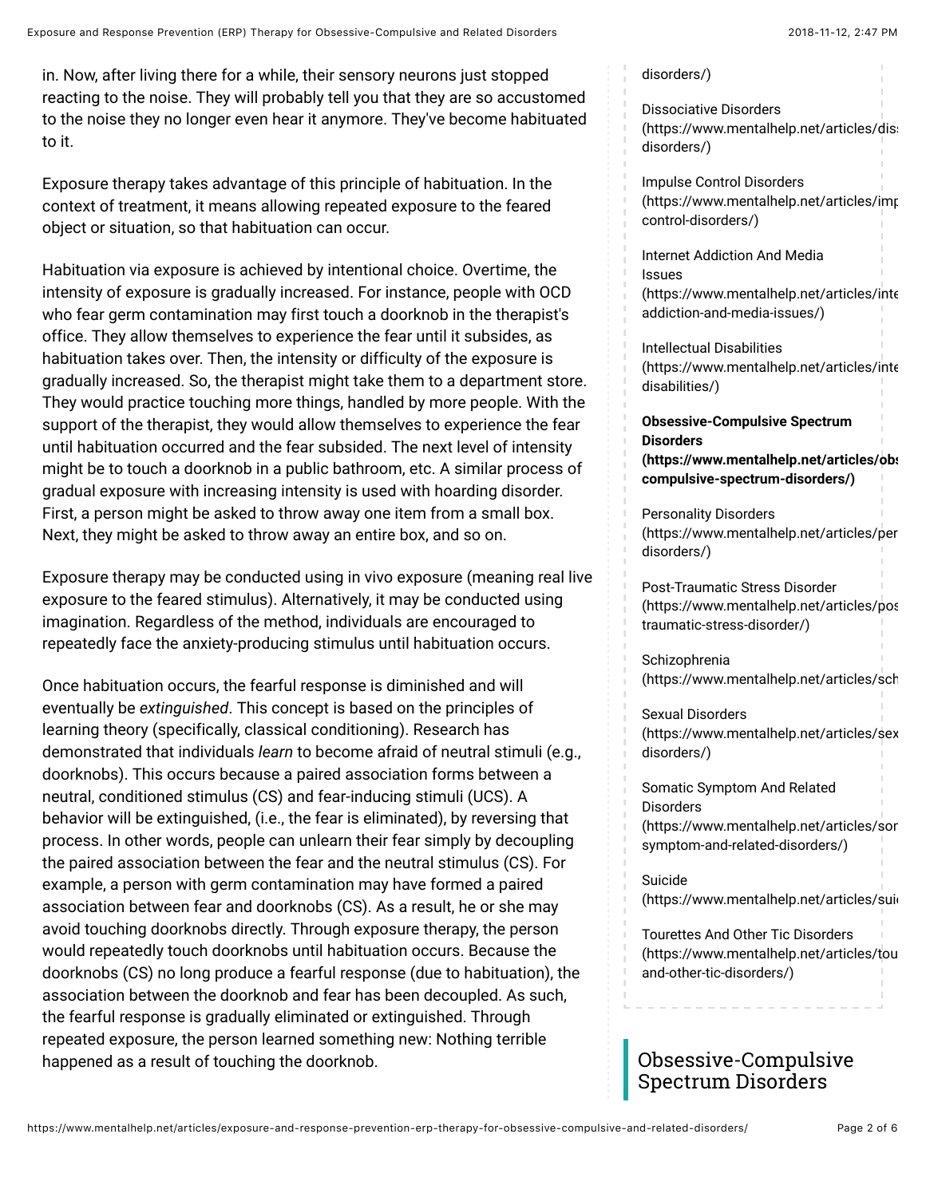in. Now, after living there for a while, their sensory neurons just stopped reacting to the noise. They will probably tell you that they are so accustomed to the noise they no longer even hear it anymore. They've become habituated to it.

Exposure therapy takes advantage of this principle of habituation. In the context of treatment, it means allowing repeated exposure to the feared object or situation, so that habituation can occur.

Habituation via exposure is achieved by intentional choice. Overtime, the intensity of exposure is gradually increased. For instance, people with OCD who fear germ contamination may first touch a doorknob in the therapist's office. They allow themselves to experience the fear until it subsides, as habituation takes over. Then, the intensity or difficulty of the exposure is gradually increased. So, the therapist might take them to a department store. They would practice touching more things, handled by more people. With the support of the therapist, they would allow themselves to experience the fear until habituation occurred and the fear subsided. The next level of intensity might be to touch a doorknob in a public bathroom, etc. A similar process of gradual exposure with increasing intensity is used with hoarding disorder. First, a person might be asked to throw away one item from a small box. Next, they might be asked to throw away an entire box, and so on.

Exposure therapy may be conducted using in vivo exposure (meaning real live exposure to the feared stimulus). Alternatively, it may be conducted using imagination. Regardless of the method, individuals are encouraged to repeatedly face the anxiety-producing stimulus until habituation occurs.

Once habituation occurs, the fearful response is diminished and will eventually be *extinguished*. This concept is based on the principles of learning theory (specifically, classical conditioning). Research has demonstrated that individuals *learn* to become afraid of neutral stimuli (e.g., doorknobs). This occurs because a paired association forms between a neutral, conditioned stimulus (CS) and fear-inducing stimuli (UCS). A behavior will be extinguished, (i.e., the fear is eliminated), by reversing that process. In other words, people can unlearn their fear simply by decoupling the paired association between the fear and the neutral stimulus (CS). For example, a person with germ contamination may have formed a paired association between fear and doorknobs (CS). As a result, he or she may avoid touching doorknobs directly. Through exposure therapy, the person would repeatedly touch doorknobs until habituation occurs. Because the doorknobs (CS) no long produce a fearful response (due to habituation), the association between the doorknob and fear has been decoupled. As such, the fearful response is gradually eliminated or extinguished. Through repeated exposure, the person learned something new: Nothing terrible happened as a result of touching the doorknob.

disorders/)

Dissociative Disorders (https://www.mentalhelp.net/articles/dis disorders/)

Impulse Control Disorders (https://www.mentalhelp.net/articles/imp control-disorders/)

Internet Addiction And Media Issues (https://www.mentalhelp.net/articles/inte addiction-and-media-issues/)

Intellectual Disabilities (https://www.mentalhelp.net/articles/inte disabilities/)

**Obsessive-Compulsive Spectrum Disorders (https://www.mentalhelp.net/articles/obs compulsive-spectrum-disorders/)**

Personality Disorders (https://www.mentalhelp.net/articles/per disorders/)

Post-Traumatic Stress Disorder (https://www.mentalhelp.net/articles/pos traumatic-stress-disorder/)

Schizophrenia (https://www.mentalhelp.net/articles/sch

Sexual Disorders (https://www.mentalhelp.net/articles/sex disorders/)

Somatic Symptom And Related Disorders (https://www.mentalhelp.net/articles/son symptom-and-related-disorders/)

Suicide (https://www.mentalhelp.net/articles/sui

Tourettes And Other Tic Disorders (https://www.mentalhelp.net/articles/tou and-other-tic-disorders/)

## Obsessive-Compulsive Spectrum Disorders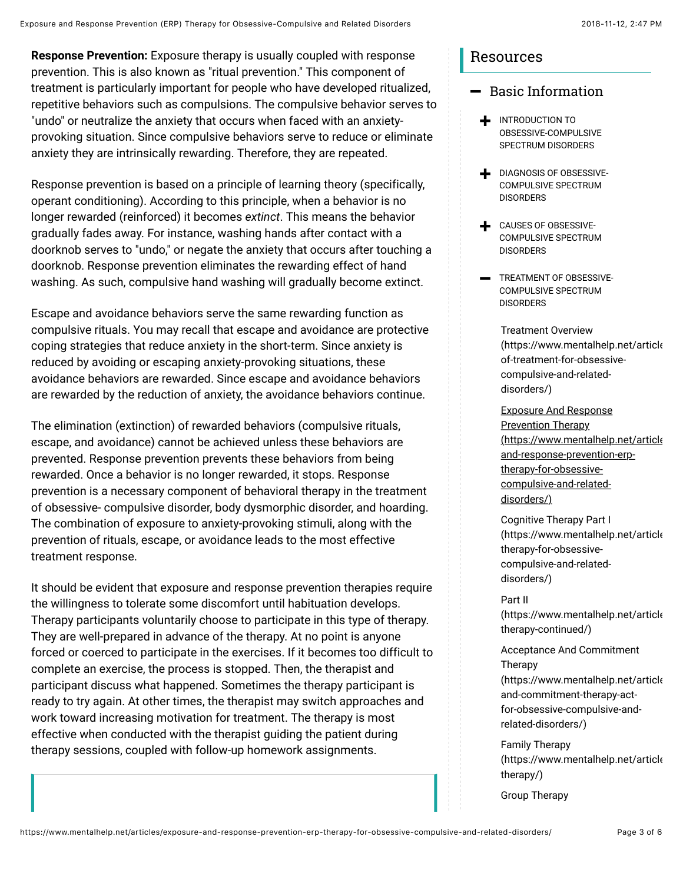**Response Prevention:** Exposure therapy is usually coupled with response prevention. This is also known as "ritual prevention." This component of treatment is particularly important for people who have developed ritualized, repetitive behaviors such as compulsions. The compulsive behavior serves to "undo" or neutralize the anxiety that occurs when faced with an anxiety-provoking situation. Since compulsive behaviors serve to reduce or eliminate anxiety they are intrinsically rewarding. Therefore, they are repeated.

Response prevention is based on a principle of learning theory (specifically, operant conditioning). According to this principle, when a behavior is no longer rewarded (reinforced) it becomes *extinct*. This means the behavior gradually fades away. For instance, washing hands after contact with a doorknob serves to "undo," or negate the anxiety that occurs after touching a doorknob. Response prevention eliminates the rewarding effect of hand washing. As such, compulsive hand washing will gradually become extinct.

Escape and avoidance behaviors serve the same rewarding function as compulsive rituals. You may recall that escape and avoidance are protective coping strategies that reduce anxiety in the short-term. Since anxiety is reduced by avoiding or escaping anxiety-provoking situations, these avoidance behaviors are rewarded. Since escape and avoidance behaviors are rewarded by the reduction of anxiety, the avoidance behaviors continue.

The elimination (extinction) of rewarded behaviors (compulsive rituals, escape, and avoidance) cannot be achieved unless these behaviors are prevented. Response prevention prevents these behaviors from being rewarded. Once a behavior is no longer rewarded, it stops. Response prevention is a necessary component of behavioral therapy in the treatment of obsessive- compulsive disorder, body dysmorphic disorder, and hoarding. The combination of exposure to anxiety-provoking stimuli, along with the prevention of rituals, escape, or avoidance leads to the most effective treatment response.

It should be evident that exposure and response prevention therapies require the willingness to tolerate some discomfort until habituation develops. Therapy participants voluntarily choose to participate in this type of therapy. They are well-prepared in advance of the therapy. At no point is anyone forced or coerced to participate in the exercises. If it becomes too difficult to complete an exercise, the process is stopped. Then, the therapist and participant discuss what happened. Sometimes the therapy participant is ready to try again. At other times, the therapist may switch approaches and work toward increasing motivation for treatment. The therapy is most effective when conducted with the therapist guiding the patient during therapy sessions, coupled with follow-up homework assignments.

## Resources

### Basic Information

- INTRODUCTION TO OBSESSIVE-COMPULSIVE SPECTRUM DISORDERS
- DIAGNOSIS OF OBSESSIVE-COMPULSIVE SPECTRUM DISORDERS
- CAUSES OF OBSESSIVE-COMPULSIVE SPECTRUM DISORDERS
- TREATMENT OF OBSESSIVE-COMPULSIVE SPECTRUM DISORDERS
  - Treatment Overview (https://www.mentalhelp.net/article of-treatment-for-obsessive-compulsive-and-related-disorders/)
  - Exposure And Response Prevention Therapy (https://www.mentalhelp.net/article and-response-prevention-erp-therapy-for-obsessive-compulsive-and-related-disorders/)
  - Cognitive Therapy Part I (https://www.mentalhelp.net/article therapy-for-obsessive-compulsive-and-related-disorders/)
  - Part II (https://www.mentalhelp.net/article therapy-continued/)
  - Acceptance And Commitment Therapy (https://www.mentalhelp.net/article and-commitment-therapy-act-for-obsessive-compulsive-and-related-disorders/)
  - Family Therapy (https://www.mentalhelp.net/article therapy/)
  - Group Therapy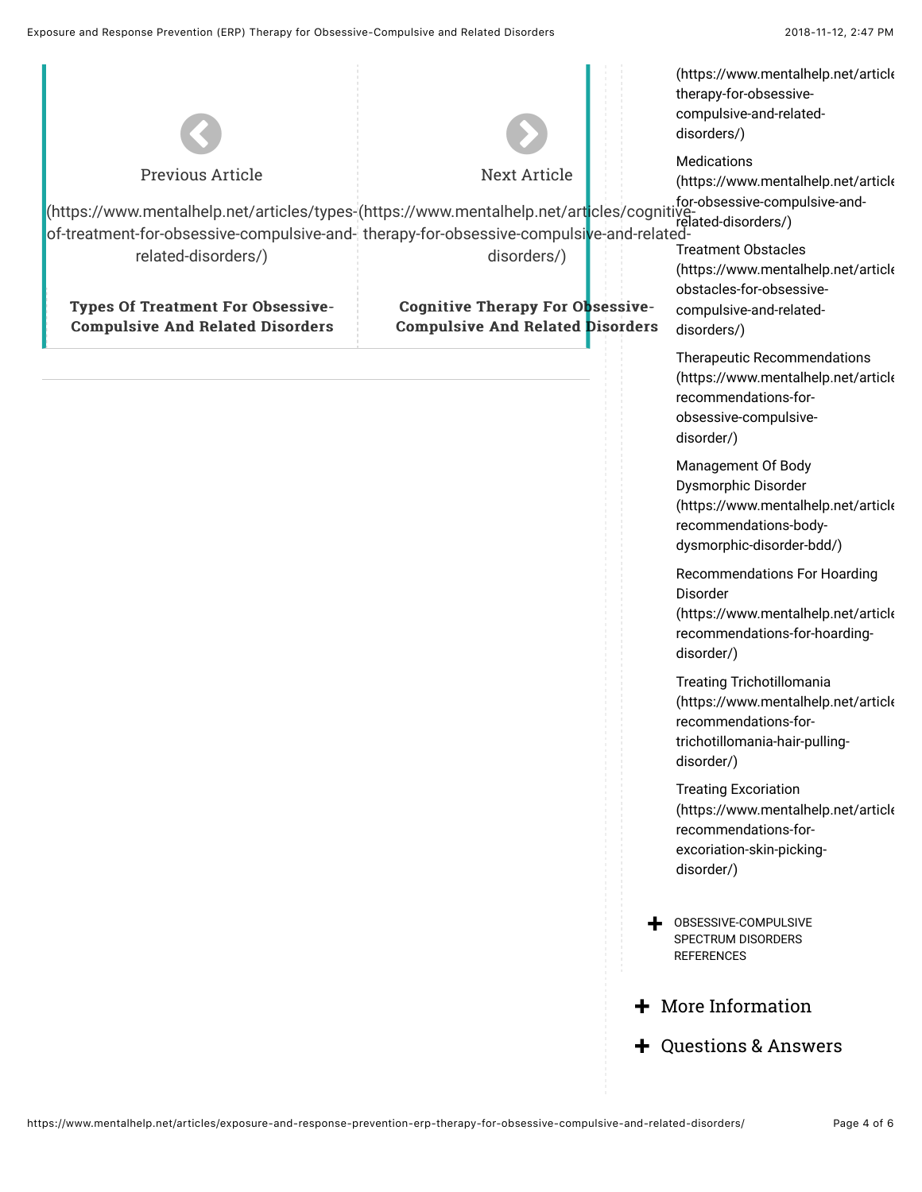Previous Article

(https://www.mentalhelp.net/articles/types-of-treatment-for-obsessive-compulsive-and-related-disorders/)

**Types Of Treatment For Obsessive-Compulsive And Related Disorders**

Next Article

(https://www.mentalhelp.net/articles/cognitive-therapy-for-obsessive-compulsive-and-related-disorders/)

**Cognitive Therapy For Obsessive-Compulsive And Related Disorders**

---

(https://www.mentalhelp.net/article therapy-for-obsessive-compulsive-and-related-disorders/)

Medications (https://www.mentalhelp.net/article for-obsessive-compulsive-and-related-disorders/)

Treatment Obstacles (https://www.mentalhelp.net/article obstacles-for-obsessive-compulsive-and-related-disorders/)

Therapeutic Recommendations (https://www.mentalhelp.net/article recommendations-for-obsessive-compulsive-disorder/)

Management Of Body Dysmorphic Disorder (https://www.mentalhelp.net/article recommendations-body-dysmorphic-disorder-bdd/)

Recommendations For Hoarding Disorder (https://www.mentalhelp.net/article recommendations-for-hoarding-disorder/)

Treating Trichotillomania (https://www.mentalhelp.net/article recommendations-for-trichotillomania-hair-pulling-disorder/)

Treating Excoriation (https://www.mentalhelp.net/article recommendations-for-excoriation-skin-picking-disorder/)

+ OBSESSIVE-COMPULSIVE SPECTRUM DISORDERS REFERENCES

+ More Information

+ Questions & Answers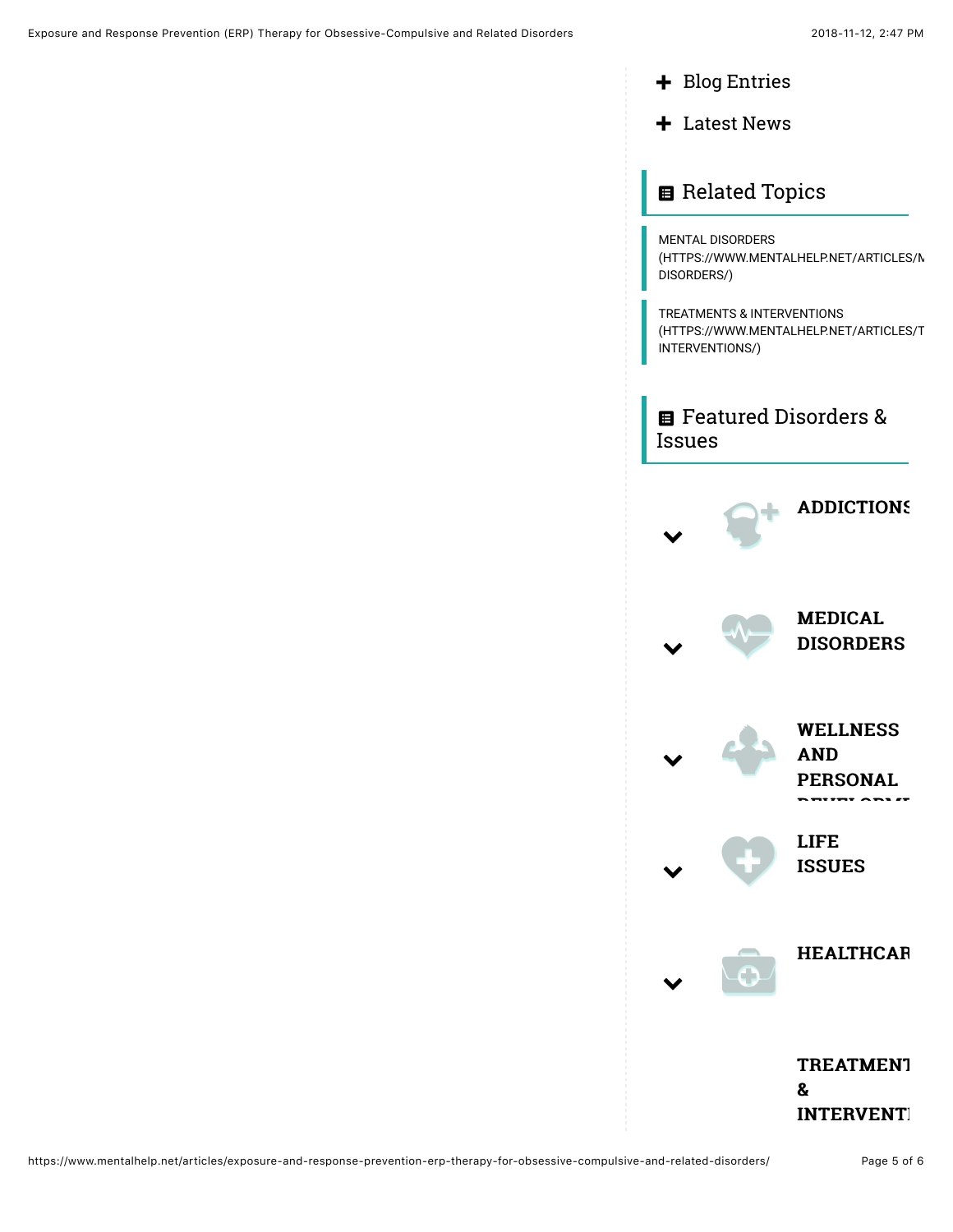+ Blog Entries
+ Latest News

## Related Topics

MENTAL DISORDERS (HTTPS://WWW.MENTALHELP.NET/ARTICLES/M DISORDERS/)

TREATMENTS & INTERVENTIONS (HTTPS://WWW.MENTALHELP.NET/ARTICLES/T INTERVENTIONS/)

## Featured Disorders & Issues

**ADDICTIONS**

**MEDICAL DISORDERS**

**WELLNESS AND PERSONAL DEVELOPMENT**

**LIFE ISSUES**

**HEALTHCARE**

**TREATMENTS & INTERVENTIONS**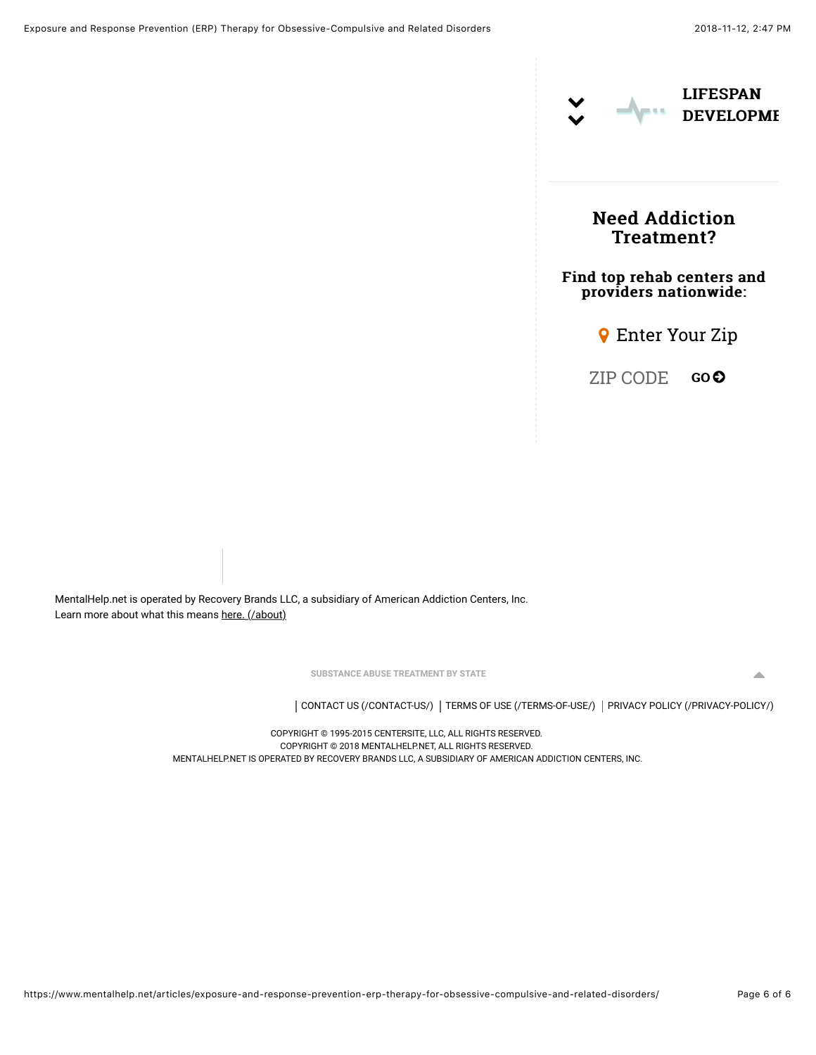LIFESPAN DEVELOPME

## Need Addiction Treatment?

**Find top rehab centers and providers nationwide:**

Enter Your Zip

ZIP CODE GO

MentalHelp.net is operated by Recovery Brands LLC, a subsidiary of American Addiction Centers, Inc.
Learn more about what this means here. (/about)

SUBSTANCE ABUSE TREATMENT BY STATE

| CONTACT US (/CONTACT-US/) | TERMS OF USE (/TERMS-OF-USE/) | PRIVACY POLICY (/PRIVACY-POLICY/)

COPYRIGHT © 1995-2015 CENTERSITE, LLC, ALL RIGHTS RESERVED.
COPYRIGHT © 2018 MENTALHELP.NET, ALL RIGHTS RESERVED.
MENTALHELP.NET IS OPERATED BY RECOVERY BRANDS LLC, A SUBSIDIARY OF AMERICAN ADDICTION CENTERS, INC.